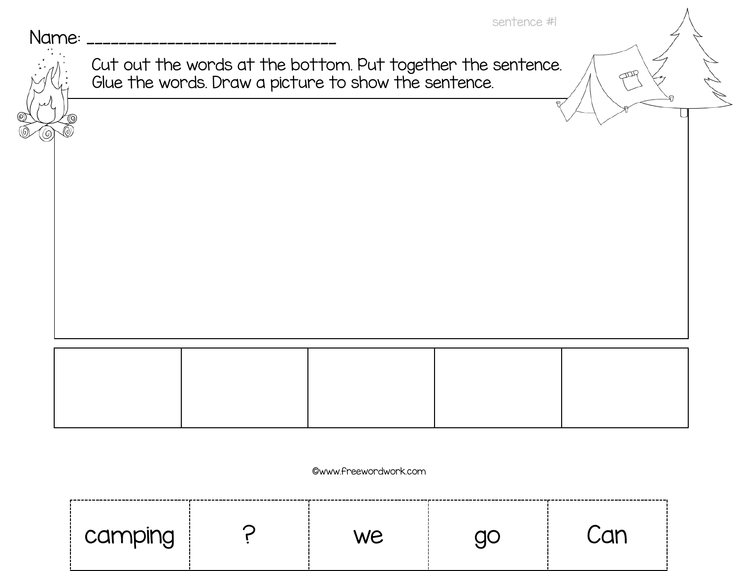sentence #1

Name: ______________________________

Cut out the words at the bottom. Put together the sentence.
Glue the words. Draw a picture to show the sentence.

| | | | | |
|---|---|---|---|---|
| | | | | |

©www.freewordwork.com

| camping | ? | we | go | Can |
|---|---|---|---|---|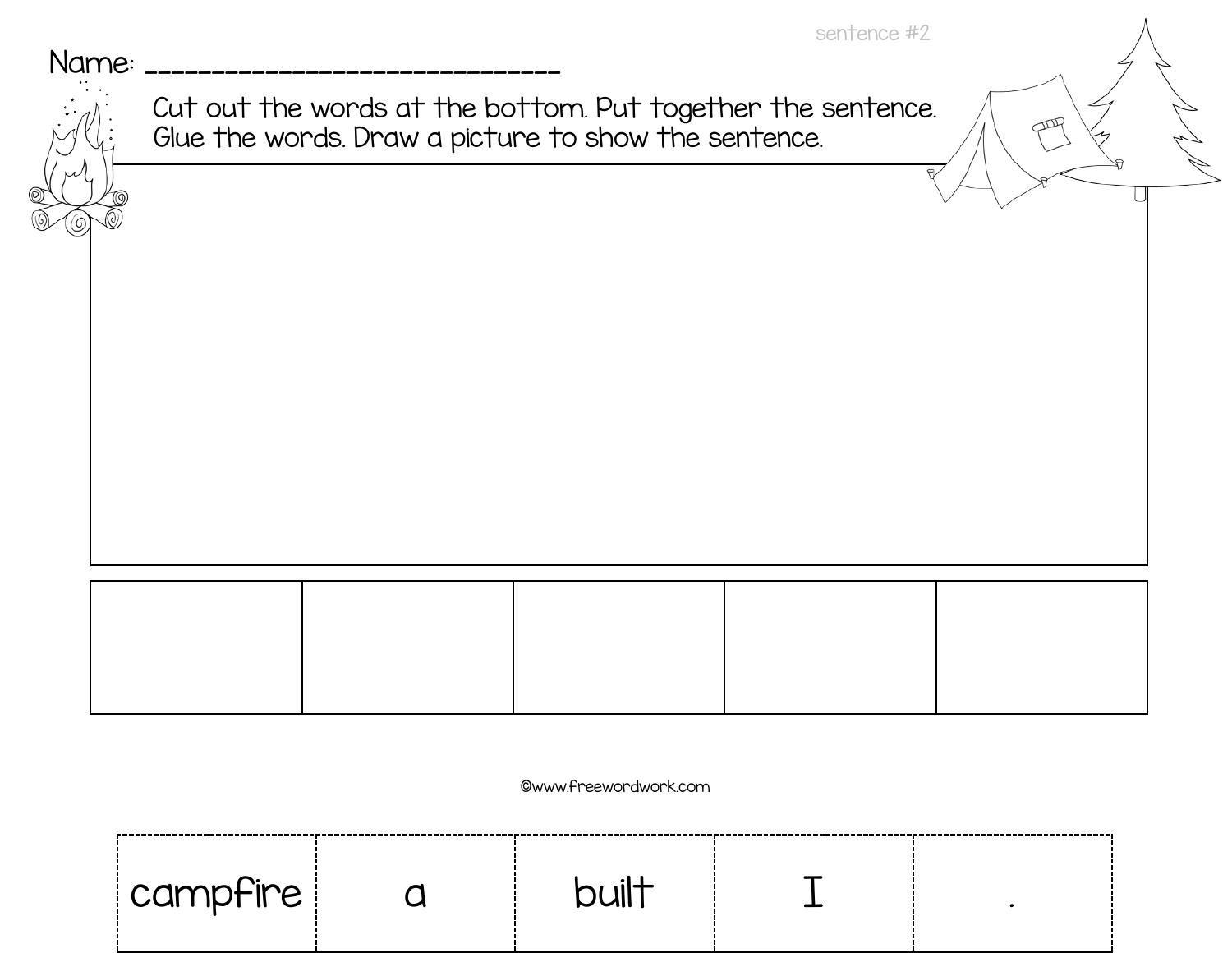sentence #2

Name: ______________________________

Cut out the words at the bottom. Put together the sentence. Glue the words. Draw a picture to show the sentence.

| | | | | |
|---|---|---|---|---|
| | | | | |

©www.freewordwork.com

| campfire | a | built | I | . |
|---|---|---|---|---|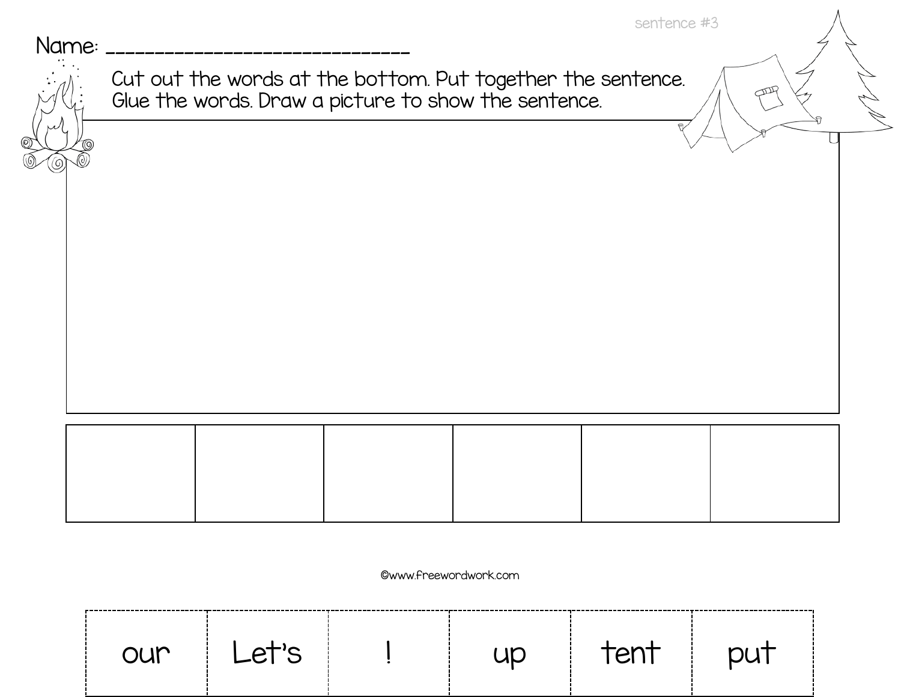sentence #3

Name: ______________________________

Cut out the words at the bottom. Put together the sentence.
Glue the words. Draw a picture to show the sentence.

| | | | | | |
|---|---|---|---|---|---|
| | | | | | |

©www.freewordwork.com

| our | Let's | ! | up | tent | put |
|---|---|---|---|---|---|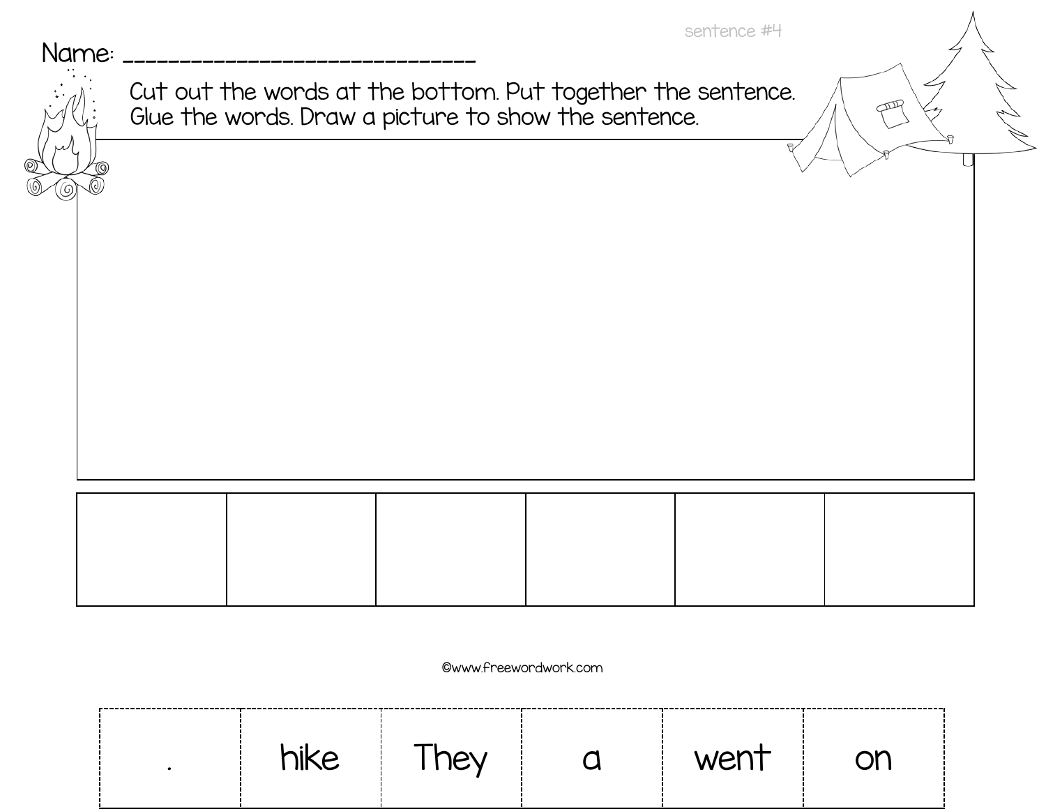sentence #4

Name: ______________________________

Cut out the words at the bottom. Put together the sentence. Glue the words. Draw a picture to show the sentence.

| | | | | | |
|---|---|---|---|---|---|
| | | | | | |

©www.freewordwork.com

| . | hike | They | a | went | on |
|---|---|---|---|---|---|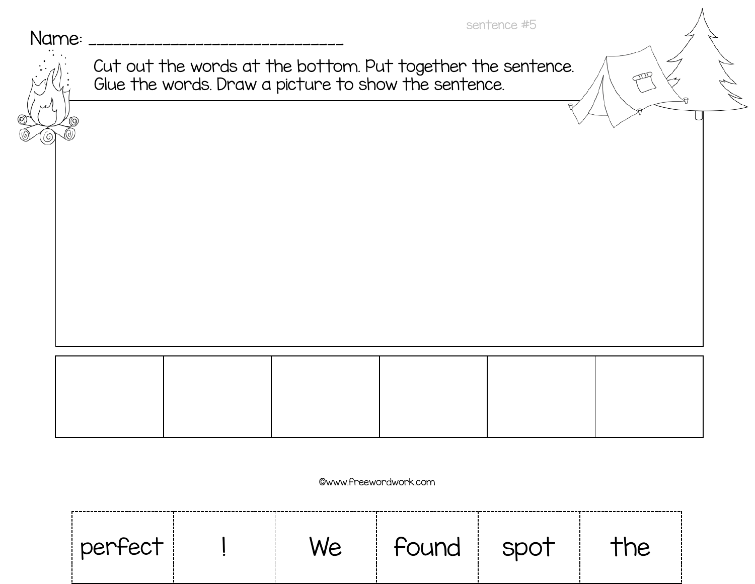sentence #5

Name: ______________________________

Cut out the words at the bottom. Put together the sentence.
Glue the words. Draw a picture to show the sentence.

| | | | | | |
|---|---|---|---|---|---|
| | | | | | |

©www.freewordwork.com

| perfect | ! | We | found | spot | the |
|---|---|---|---|---|---|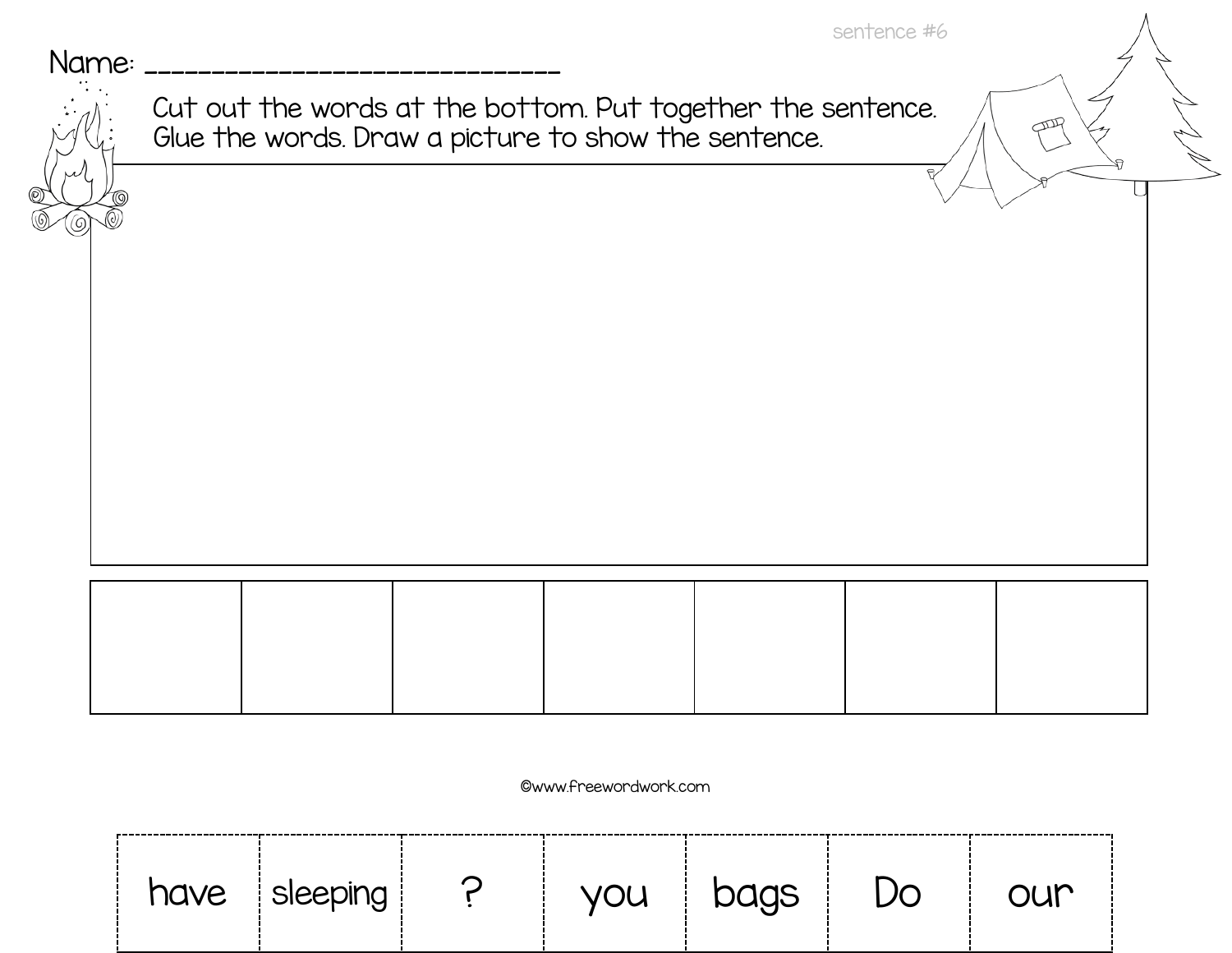sentence #6

Name: ______________________________

Cut out the words at the bottom. Put together the sentence.
Glue the words. Draw a picture to show the sentence.

| | | | | | | |
|---|---|---|---|---|---|---|
| | | | | | | |

©www.freewordwork.com

| have | sleeping | ? | you | bags | Do | our |
|---|---|---|---|---|---|---|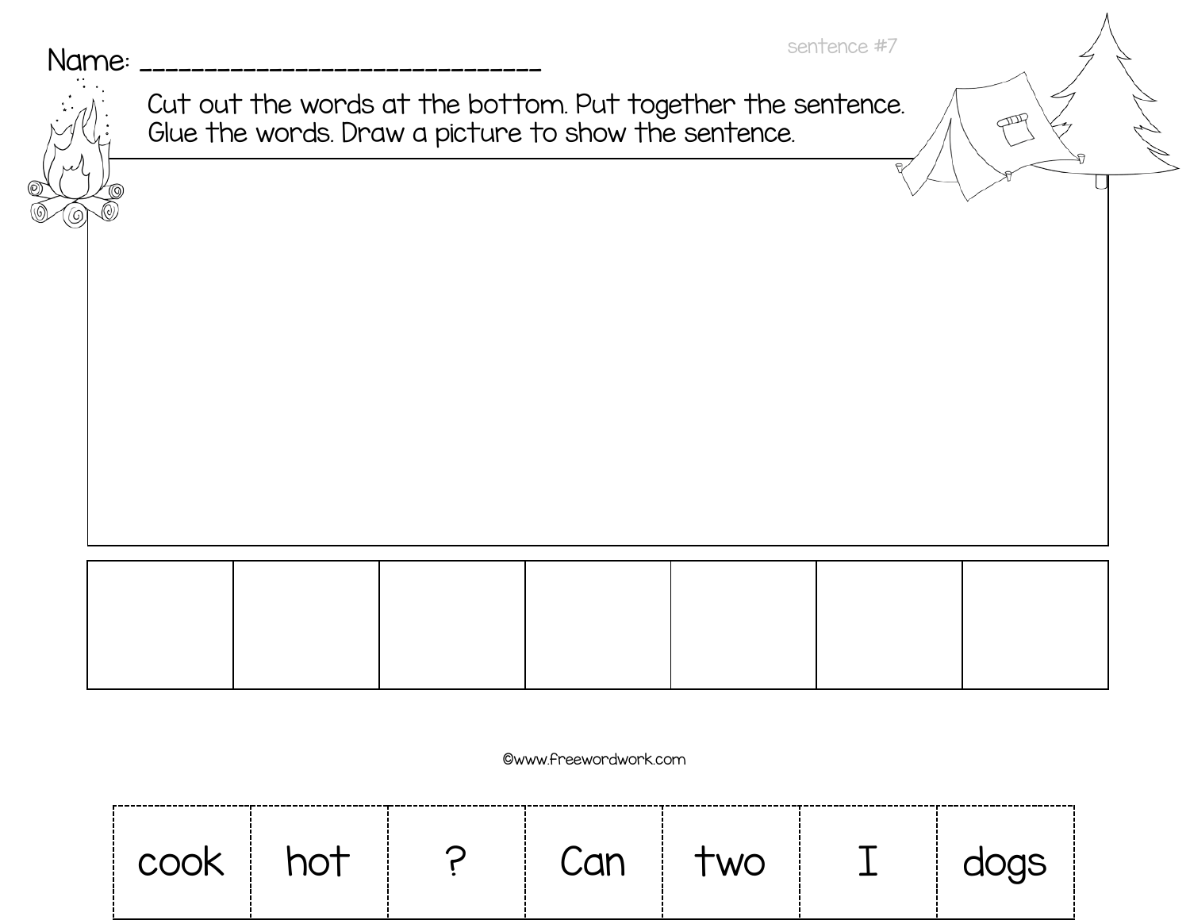Name: ______________________________

sentence #7

Cut out the words at the bottom. Put together the sentence.
Glue the words. Draw a picture to show the sentence.

| | | | | | | |
|---|---|---|---|---|---|---|
| | | | | | | |

©www.freewordwork.com

| cook | hot | ? | Can | two | I | dogs |
|---|---|---|---|---|---|---|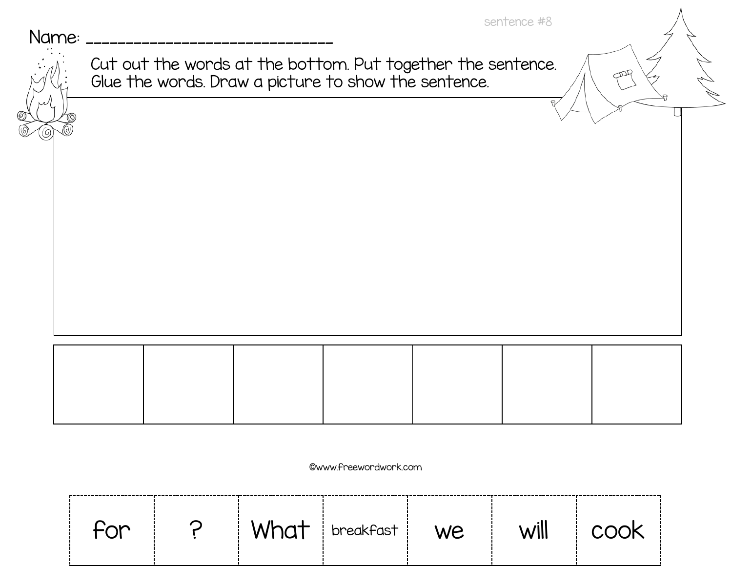sentence #8

Name: ______________________________

Cut out the words at the bottom. Put together the sentence. Glue the words. Draw a picture to show the sentence.

| | | | | | | |
|---|---|---|---|---|---|---|
| | | | | | | |

©www.freewordwork.com

| | | | | | | |
|---|---|---|---|---|---|---|
| for | ? | What | breakfast | we | will | cook |